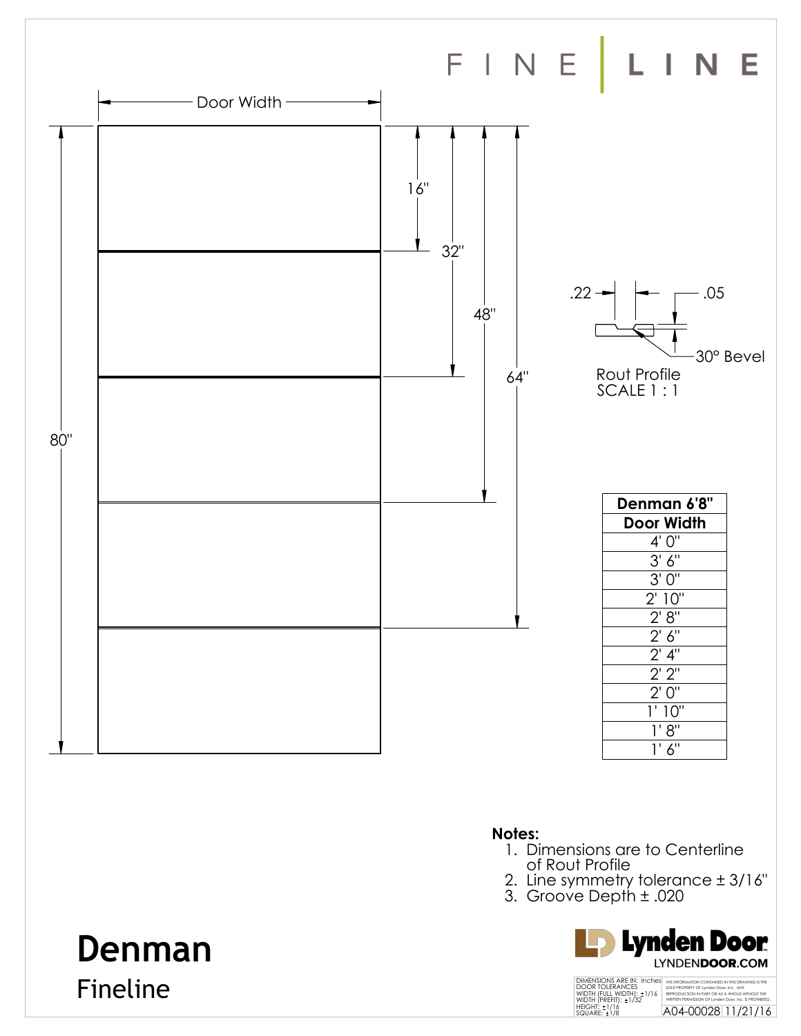# FINE | LINE

Door Width

16"

32"

48"

64"

80"

.22

.05

30° Bevel

Rout Profile
SCALE 1 : 1

| Denman 6'8" |
| --- |
| **Door Width** |
| 4' 0" |
| 3' 6" |
| 3' 0" |
| 2' 10" |
| 2' 8" |
| 2' 6" |
| 2' 4" |
| 2' 2" |
| 2' 0" |
| 1' 10" |
| 1' 8" |
| 1' 6" |

**Notes:**

1. Dimensions are to Centerline of Rout Profile
2. Line symmetry tolerance ± 3/16"
3. Groove Depth ± .020

# Denman

## Fineline

Lynden Door
LYNDENDOOR.COM

DIMENSIONS ARE IN: Inches
DOOR TOLERANCES
WIDTH (FULL WIDTH): ±1/16
WIDTH (PREFIT): ±1/32
HEIGHT: ±1/16
SQUARE: ±1/8

THE INFORMATION CONTAINED IN THIS DRAWING IS THE SOLE PROPERTY OF Lynden Door, Inc. ANY REPRODUCTION IN PART OR AS A WHOLE WITHOUT THE WRITTEN PERMISSION OF Lynden Door, Inc. IS PROHIBITED.

A04-00028 | 11/21/16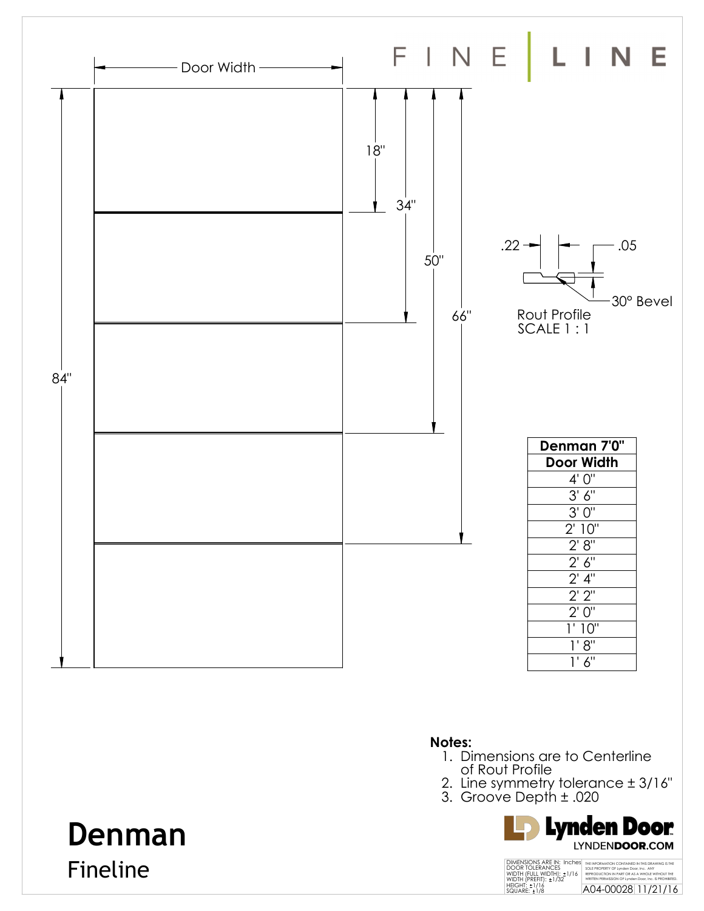FINE | LINE

Door Width

84"

18"

34"

50"

66"

.22 .05

30° Bevel

Rout Profile
SCALE 1 : 1

| Denman 7'0" |
| --- |
| **Door Width** |
| 4' 0" |
| 3' 6" |
| 3' 0" |
| 2' 10" |
| 2' 8" |
| 2' 6" |
| 2' 4" |
| 2' 2" |
| 2' 0" |
| 1' 10" |
| 1' 8" |
| 1' 6" |

**Notes:**

1. Dimensions are to Centerline of Rout Profile
2. Line symmetry tolerance ± 3/16"
3. Groove Depth ± .020

# Denman

Fineline

Lynden Door
LYNDEN**DOOR**.COM

DIMENSIONS ARE IN: Inches
DOOR TOLERANCES
WIDTH (FULL WIDTH): ±1/16
WIDTH (PREFIT): ±1/32
HEIGHT: ±1/16
SQUARE: ±1/8

THE INFORMATION CONTAINED IN THIS DRAWING IS THE SOLE PROPERTY OF Lynden Door, Inc. ANY REPRODUCTION IN PART OR AS A WHOLE WITHOUT THE WRITTEN PERMISSION OF Lynden Door, Inc. IS PROHIBITED.

A04-00028 11/21/16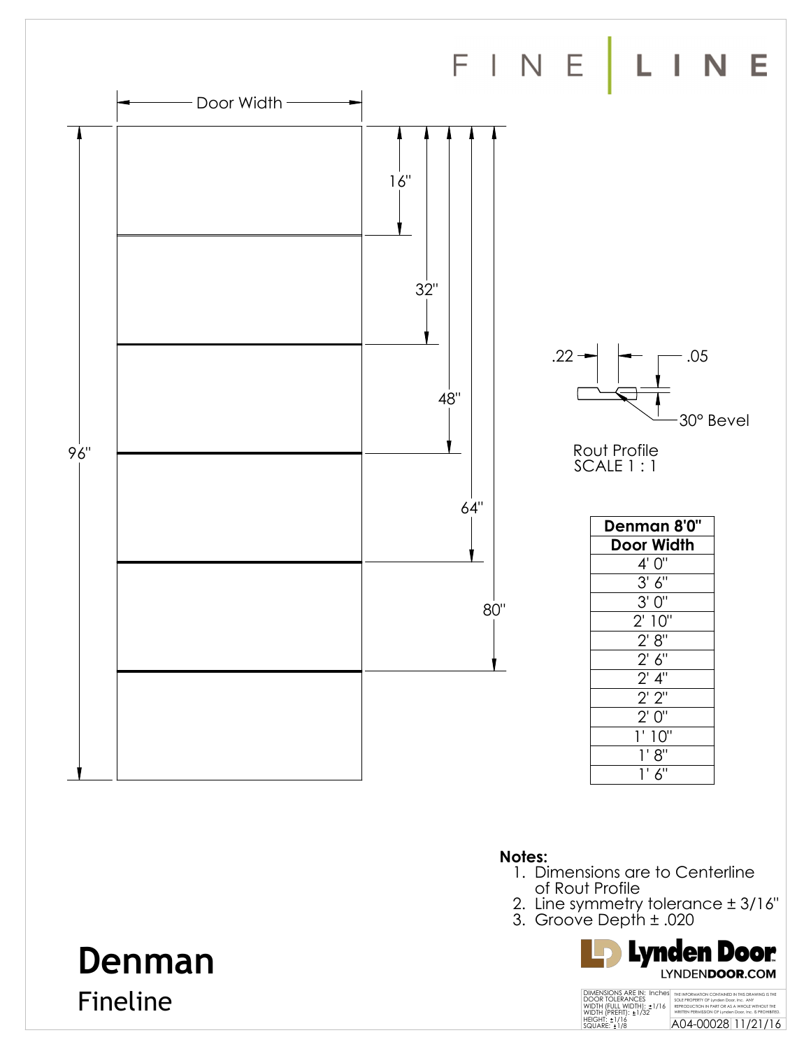FINE | LINE

Door Width

96"

16"

32"

48"

64"

80"

.22

.05

30° Bevel

Rout Profile
SCALE 1 : 1

| Denman 8'0" |
|---|
| Door Width |
| 4' 0" |
| 3' 6" |
| 3' 0" |
| 2' 10" |
| 2' 8" |
| 2' 6" |
| 2' 4" |
| 2' 2" |
| 2' 0" |
| 1' 10" |
| 1' 8" |
| 1' 6" |

**Notes:**

1. Dimensions are to Centerline of Rout Profile
2. Line symmetry tolerance ± 3/16"
3. Groove Depth ± .020

# Denman

## Fineline

Lynden Door
LYNDEN**DOOR**.COM

DIMENSIONS ARE IN: Inches
DOOR TOLERANCES
WIDTH (FULL WIDTH): ±1/16
WIDTH (PREFIT): ±1/32
HEIGHT: ±1/16
SQUARE: ±1/8

THE INFORMATION CONTAINED IN THIS DRAWING IS THE SOLE PROPERTY OF Lynden Door, Inc. ANY REPRODUCTION IN PART OR AS A WHOLE WITHOUT THE WRITTEN PERMISSION OF Lynden Door, Inc. IS PROHIBITED.

A04-00028 11/21/16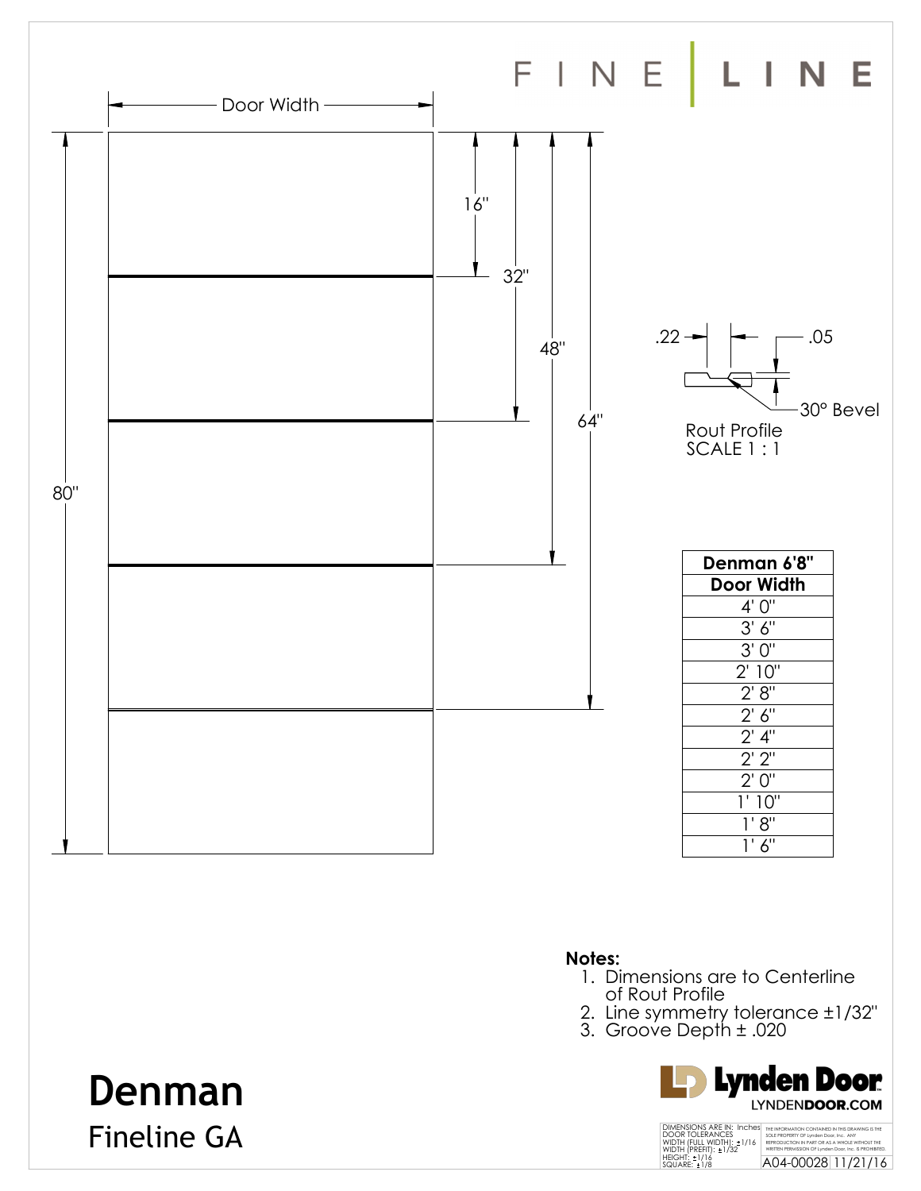FINE | LINE

Door Width

80"

16"

32"

48"

64"

.22

.05

30° Bevel

Rout Profile
SCALE 1 : 1

| Denman 6'8" |
|---|
| Door Width |
| 4' 0" |
| 3' 6" |
| 3' 0" |
| 2' 10" |
| 2' 8" |
| 2' 6" |
| 2' 4" |
| 2' 2" |
| 2' 0" |
| 1' 10" |
| 1' 8" |
| 1' 6" |

**Notes:**

1. Dimensions are to Centerline of Rout Profile
2. Line symmetry tolerance ±1/32"
3. Groove Depth ± .020

# Denman

Fineline GA

Lynden Door
LYNDEN**DOOR**.COM

DIMENSIONS ARE IN: Inches
DOOR TOLERANCES
WIDTH (FULL WIDTH): ±1/16
WIDTH (PREFIT): ±1/32
HEIGHT: ±1/16
SQUARE: ±1/8

THE INFORMATION CONTAINED IN THIS DRAWING IS THE SOLE PROPERTY OF Lynden Door, Inc. ANY REPRODUCTION IN PART OR AS A WHOLE WITHOUT THE WRITTEN PERMISSION OF Lynden Door, Inc. IS PROHIBITED.

A04-00028 11/21/16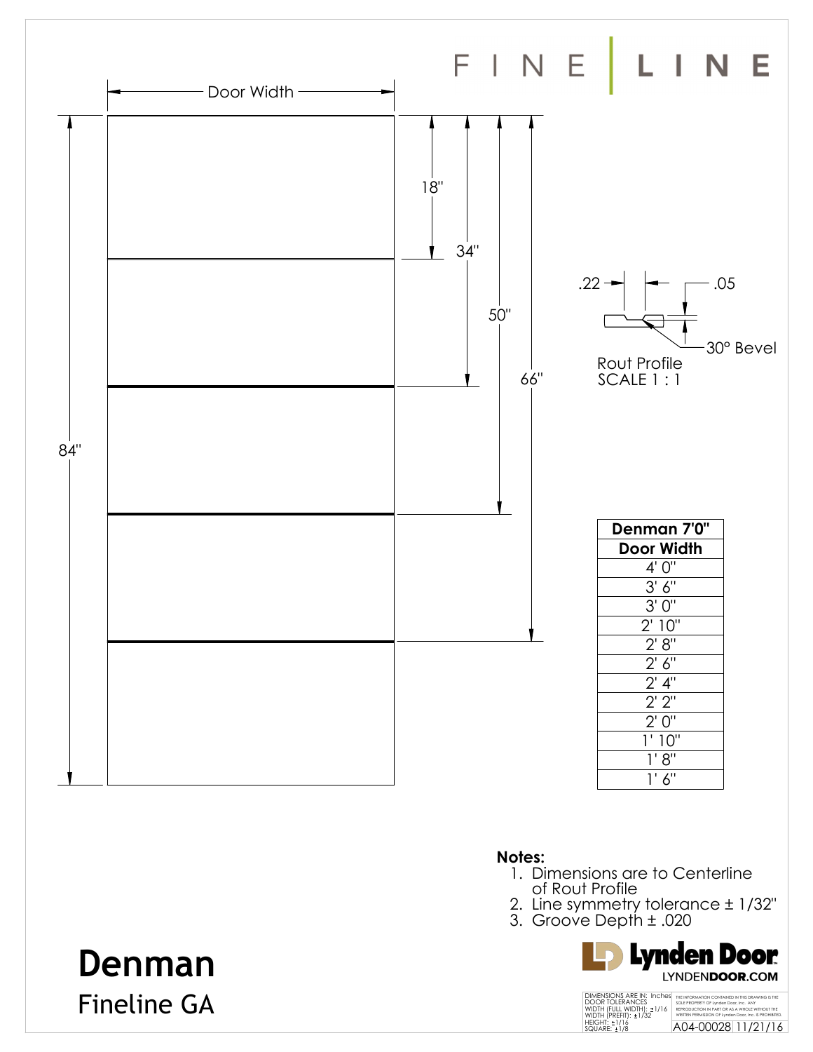FINE | LINE

Door Width

18"

34"

50"

66"

84"

.22

.05

30° Bevel

Rout Profile
SCALE 1 : 1

| Denman 7'0" |
| --- |
| **Door Width** |
| 4' 0" |
| 3' 6" |
| 3' 0" |
| 2' 10" |
| 2' 8" |
| 2' 6" |
| 2' 4" |
| 2' 2" |
| 2' 0" |
| 1' 10" |
| 1' 8" |
| 1' 6" |

**Notes:**

1. Dimensions are to Centerline of Rout Profile
2. Line symmetry tolerance ± 1/32"
3. Groove Depth ± .020

# Denman

## Fineline GA

Lynden Door
LYNDEN**DOOR**.COM

DIMENSIONS ARE IN: Inches
DOOR TOLERANCES
WIDTH (FULL WIDTH): ±1/16
WIDTH (PREFIT): ±1/32
HEIGHT: ±1/16
SQUARE: ±1/8

THE INFORMATION CONTAINED IN THIS DRAWING IS THE SOLE PROPERTY OF Lynden Door, Inc. ANY REPRODUCTION IN PART OR AS A WHOLE WITHOUT THE WRITTEN PERMISSION OF Lynden Door, Inc. IS PROHIBITED.

A04-00028 11/21/16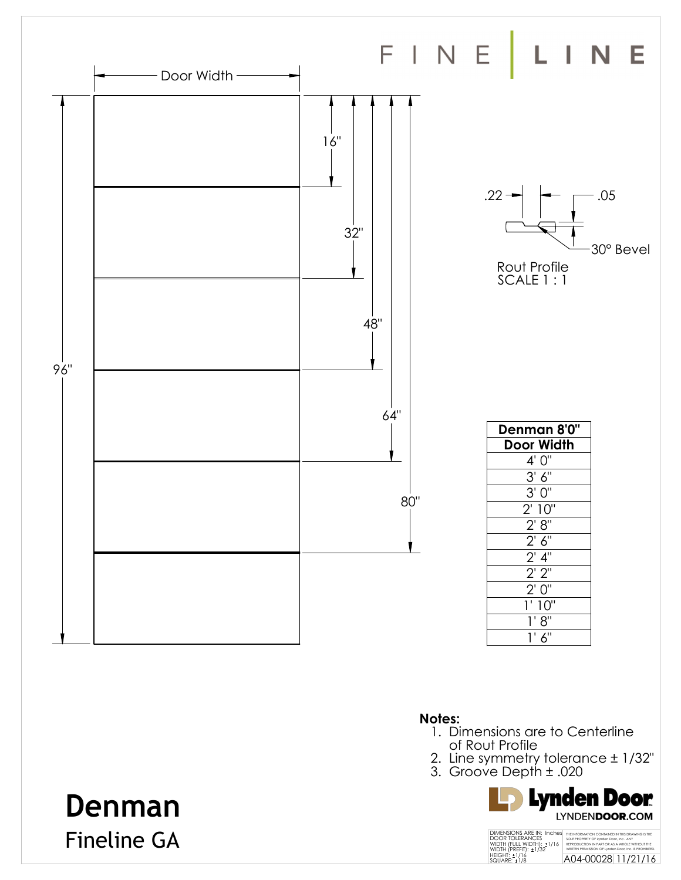FINE | LINE

Door Width

16"

32"

48"

64"

80"

96"

.22

.05

30° Bevel

Rout Profile
SCALE 1 : 1

| Denman 8'0" |
| --- |
| **Door Width** |
| 4' 0" |
| 3' 6" |
| 3' 0" |
| 2' 10" |
| 2' 8" |
| 2' 6" |
| 2' 4" |
| 2' 2" |
| 2' 0" |
| 1' 10" |
| 1' 8" |
| 1' 6" |

**Notes:**

1. Dimensions are to Centerline of Rout Profile
2. Line symmetry tolerance ± 1/32"
3. Groove Depth ± .020

Lynden Door
LYNDEN**DOOR**.COM

# Denman

## Fineline GA

DIMENSIONS ARE IN: Inches
DOOR TOLERANCES
WIDTH (FULL WIDTH): ±1/16
WIDTH (PREFIT): ±1/32
HEIGHT: ±1/16
SQUARE: ±1/8

THE INFORMATION CONTAINED IN THIS DRAWING IS THE SOLE PROPERTY OF Lynden Door, Inc. ANY REPRODUCTION IN PART OR AS A WHOLE WITHOUT THE WRITTEN PERMISSION OF Lynden Door, Inc. IS PROHIBITED.

A04-00028 11/21/16